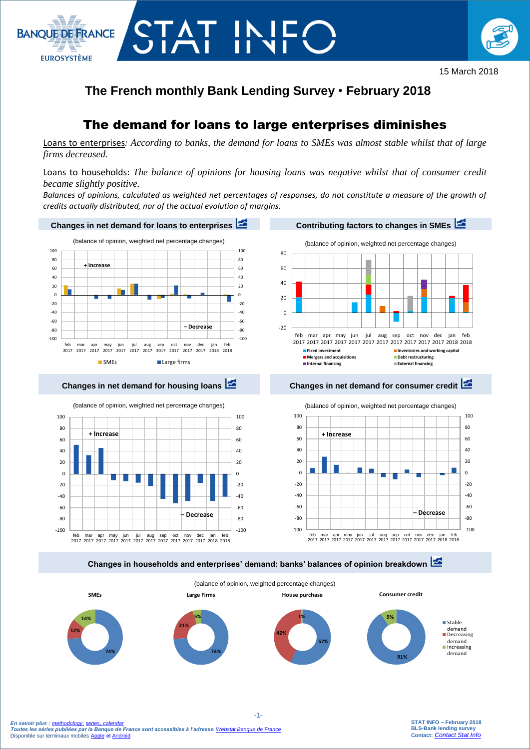# The French monthly Bank Lending Survey • February 2018

## The demand for loans to large enterprises diminishes

Loans to enterprises*: According to banks, the demand for loans to SMEs was almost stable whilst that of large firms decreased.*

Loans to households: *The balance of opinions for housing loans was negative whilst that of consumer credit became slightly positive.*

*Balances of opinions, calculated as weighted net percentages of responses, do not constitute a measure of the growth of credits actually distributed, nor of the actual evolution of margins.*

### Changes in net demand for loans to enterprises

(balance of opinion, weighted net percentage changes)

### Contributing factors to changes in SMEs

(balance of opinion, weighted net percentage changes)

### Changes in net demand for housing loans

(balance of opinion, weighted net percentage changes)

### Changes in net demand for consumer credit

(balance of opinion, weighted net percentage changes)

### Changes in households and enterprises' demand: banks' balances of opinion breakdown

(balance of opinion, weighted percentage changes)

| | SMEs | Large Firms | House purchase | Consumer credit |
|---|---|---|---|---|
| Stable demand | 74% | 74% | 57% | 91% |
| Decreasing demand | 12% | 21% | 42% | |
| Increasing demand | 14% | 5% | 1% | 9% |

*En savoir plus : methodology, series, calendar*
*Toutes les séries publiées par la Banque de France sont accessibles à l'adresse Webstat Banque de France*
Disponible sur terminaux mobiles Apple et Android

STAT INFO – February 2018
BLS-Bank lending survey
Contact: *Contact Stat Info*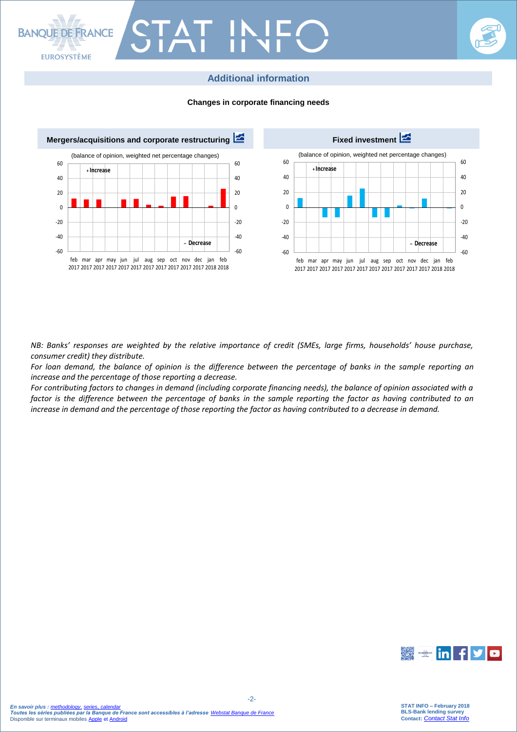## Additional information

**Changes in corporate financing needs**

**Mergers/acquisitions and corporate restructuring**

(balance of opinion, weighted net percentage changes)

60
40
20
0
-20
-40
-60

+ Increase

– Decrease

feb 2017 mar 2017 apr 2017 may 2017 jun 2017 jul 2017 aug 2017 sep 2017 oct 2017 nov 2017 dec 2017 jan 2018 feb 2018

**Fixed investment**

(balance of opinion, weighted net percentage changes)

60
40
20
0
-20
-40
-60

+ Increase

– Decrease

feb 2017 mar 2017 apr 2017 may 2017 jun 2017 jul 2017 aug 2017 sep 2017 oct 2017 nov 2017 dec 2017 jan 2018 feb 2018

*NB: Banks' responses are weighted by the relative importance of credit (SMEs, large firms, households' house purchase, consumer credit) they distribute.*

*For loan demand, the balance of opinion is the difference between the percentage of banks in the sample reporting an increase and the percentage of those reporting a decrease.*

*For contributing factors to changes in demand (including corporate financing needs), the balance of opinion associated with a factor is the difference between the percentage of banks in the sample reporting the factor as having contributed to an increase in demand and the percentage of those reporting the factor as having contributed to a decrease in demand.*

*En savoir plus : methodology, series, calendar*
*Toutes les séries publiées par la Banque de France sont accessibles à l'adresse Webstat Banque de France*
Disponible sur terminaux mobiles Apple et Android

STAT INFO – February 2018
BLS-Bank lending survey
Contact: Contact Stat Info